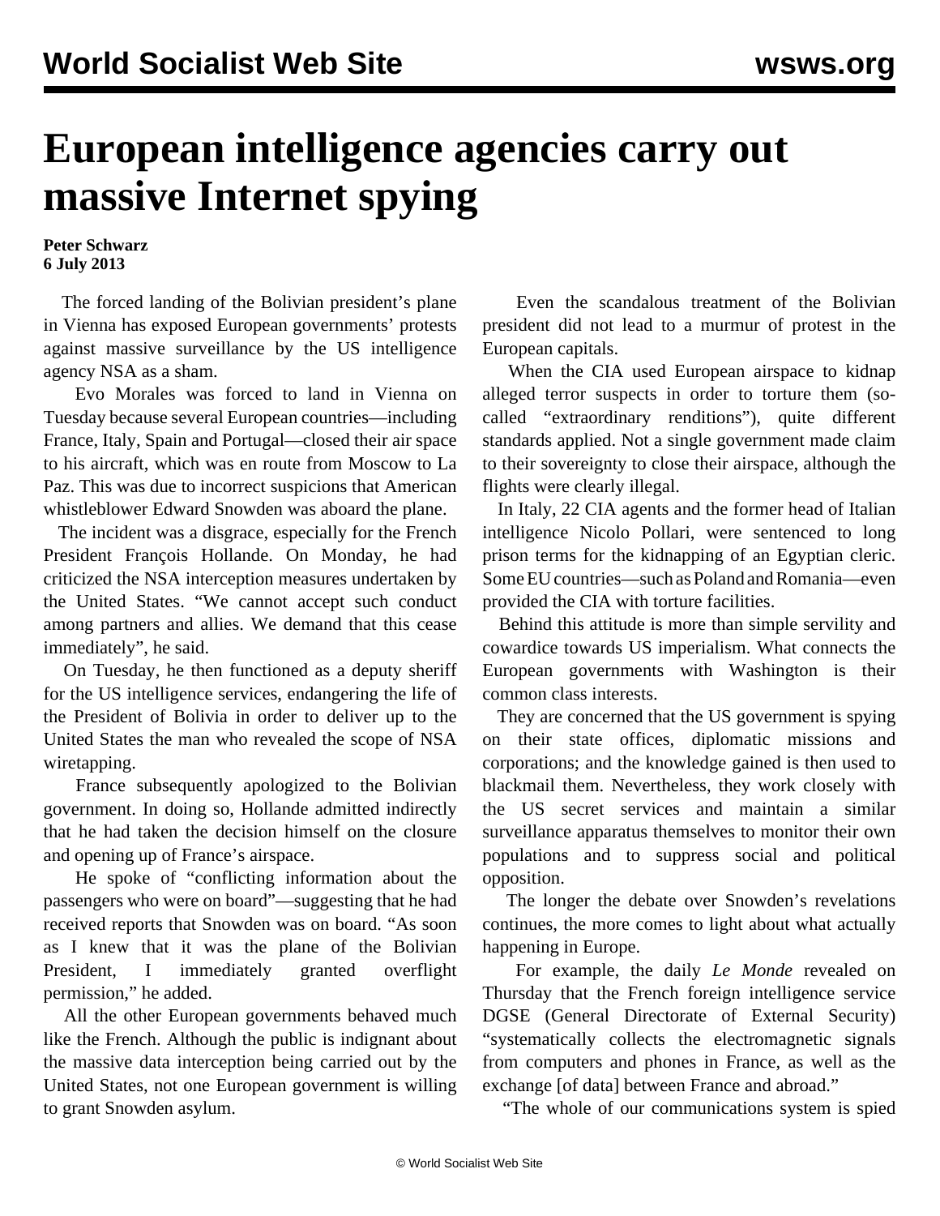# European intelligence agencies carry out massive Internet spying

**Peter Schwarz**
**6 July 2013**

The forced landing of the Bolivian president's plane in Vienna has exposed European governments' protests against massive surveillance by the US intelligence agency NSA as a sham.

Evo Morales was forced to land in Vienna on Tuesday because several European countries—including France, Italy, Spain and Portugal—closed their air space to his aircraft, which was en route from Moscow to La Paz. This was due to incorrect suspicions that American whistleblower Edward Snowden was aboard the plane.

The incident was a disgrace, especially for the French President François Hollande. On Monday, he had criticized the NSA interception measures undertaken by the United States. "We cannot accept such conduct among partners and allies. We demand that this cease immediately", he said.

On Tuesday, he then functioned as a deputy sheriff for the US intelligence services, endangering the life of the President of Bolivia in order to deliver up to the United States the man who revealed the scope of NSA wiretapping.

France subsequently apologized to the Bolivian government. In doing so, Hollande admitted indirectly that he had taken the decision himself on the closure and opening up of France's airspace.

He spoke of "conflicting information about the passengers who were on board"—suggesting that he had received reports that Snowden was on board. "As soon as I knew that it was the plane of the Bolivian President, I immediately granted overflight permission," he added.

All the other European governments behaved much like the French. Although the public is indignant about the massive data interception being carried out by the United States, not one European government is willing to grant Snowden asylum.

Even the scandalous treatment of the Bolivian president did not lead to a murmur of protest in the European capitals.

When the CIA used European airspace to kidnap alleged terror suspects in order to torture them (so-called "extraordinary renditions"), quite different standards applied. Not a single government made claim to their sovereignty to close their airspace, although the flights were clearly illegal.

In Italy, 22 CIA agents and the former head of Italian intelligence Nicolo Pollari, were sentenced to long prison terms for the kidnapping of an Egyptian cleric. Some EU countries—such as Poland and Romania—even provided the CIA with torture facilities.

Behind this attitude is more than simple servility and cowardice towards US imperialism. What connects the European governments with Washington is their common class interests.

They are concerned that the US government is spying on their state offices, diplomatic missions and corporations; and the knowledge gained is then used to blackmail them. Nevertheless, they work closely with the US secret services and maintain a similar surveillance apparatus themselves to monitor their own populations and to suppress social and political opposition.

The longer the debate over Snowden's revelations continues, the more comes to light about what actually happening in Europe.

For example, the daily *Le Monde* revealed on Thursday that the French foreign intelligence service DGSE (General Directorate of External Security) "systematically collects the electromagnetic signals from computers and phones in France, as well as the exchange [of data] between France and abroad."

"The whole of our communications system is spied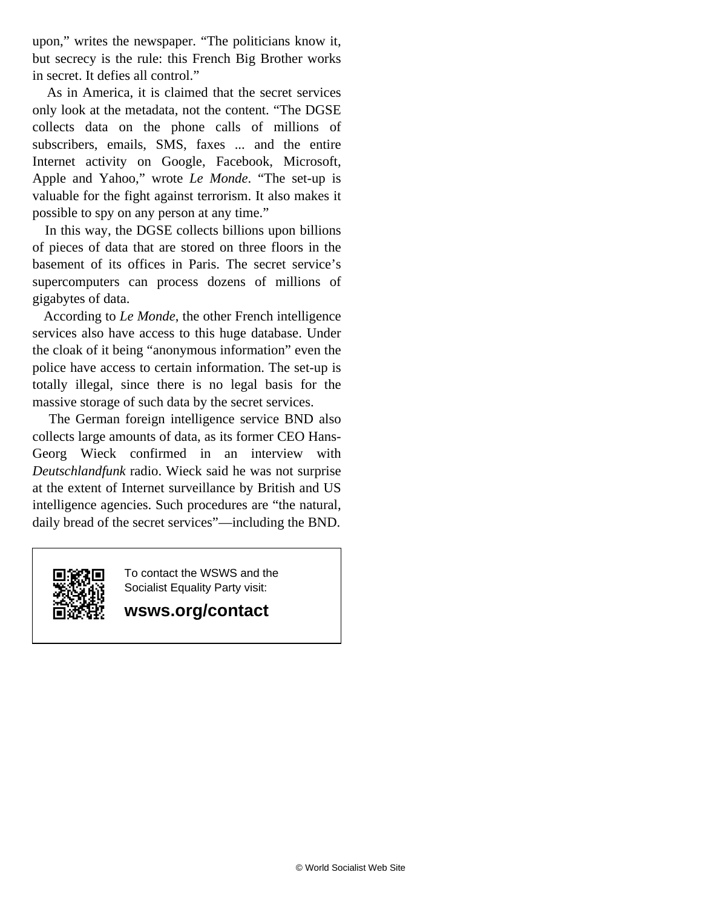upon," writes the newspaper. "The politicians know it, but secrecy is the rule: this French Big Brother works in secret. It defies all control."

As in America, it is claimed that the secret services only look at the metadata, not the content. "The DGSE collects data on the phone calls of millions of subscribers, emails, SMS, faxes ... and the entire Internet activity on Google, Facebook, Microsoft, Apple and Yahoo," wrote *Le Monde*. "The set-up is valuable for the fight against terrorism. It also makes it possible to spy on any person at any time."

In this way, the DGSE collects billions upon billions of pieces of data that are stored on three floors in the basement of its offices in Paris. The secret service's supercomputers can process dozens of millions of gigabytes of data.

According to *Le Monde*, the other French intelligence services also have access to this huge database. Under the cloak of it being "anonymous information" even the police have access to certain information. The set-up is totally illegal, since there is no legal basis for the massive storage of such data by the secret services.

The German foreign intelligence service BND also collects large amounts of data, as its former CEO Hans-Georg Wieck confirmed in an interview with *Deutschlandfunk* radio. Wieck said he was not surprise at the extent of Internet surveillance by British and US intelligence agencies. Such procedures are "the natural, daily bread of the secret services"—including the BND.

To contact the WSWS and the Socialist Equality Party visit:

**wsws.org/contact**